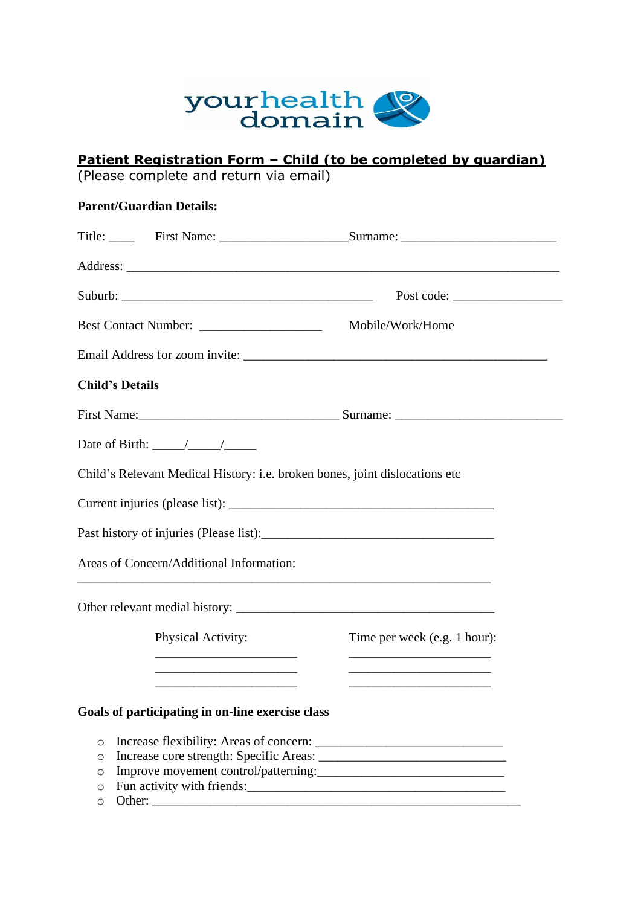yourhealth domain

**Patient Registration Form – Child (to be completed by guardian)**
(Please complete and return via email)

**Parent/Guardian Details:**

Title: ____ First Name: ____________________ Surname: ________________________

Address: ___________________________________________________________________

Suburb: _______________________________________ Post code: _________________

Best Contact Number: ___________________ Mobile/Work/Home

Email Address for zoom invite: _______________________________________________

**Child's Details**

First Name:_______________________________ Surname: __________________________

Date of Birth: _____/_____/_____

Child's Relevant Medical History: i.e. broken bones, joint dislocations etc

Current injuries (please list): _________________________________________

Past history of injuries (Please list):___________________________________

Areas of Concern/Additional Information:

_________________________________________________________________

Other relevant medial history: ________________________________________

| Physical Activity: | Time per week (e.g. 1 hour): |
| --- | --- |
| ______________________ | ______________________ |
| ______________________ | ______________________ |
| ______________________ | ______________________ |

**Goals of participating in on-line exercise class**

- Increase flexibility: Areas of concern: _____________________________
- Increase core strength: Specific Areas: _____________________________
- Improve movement control/patterning:_____________________________
- Fun activity with friends:________________________________________
- Other: ___________________________________________________________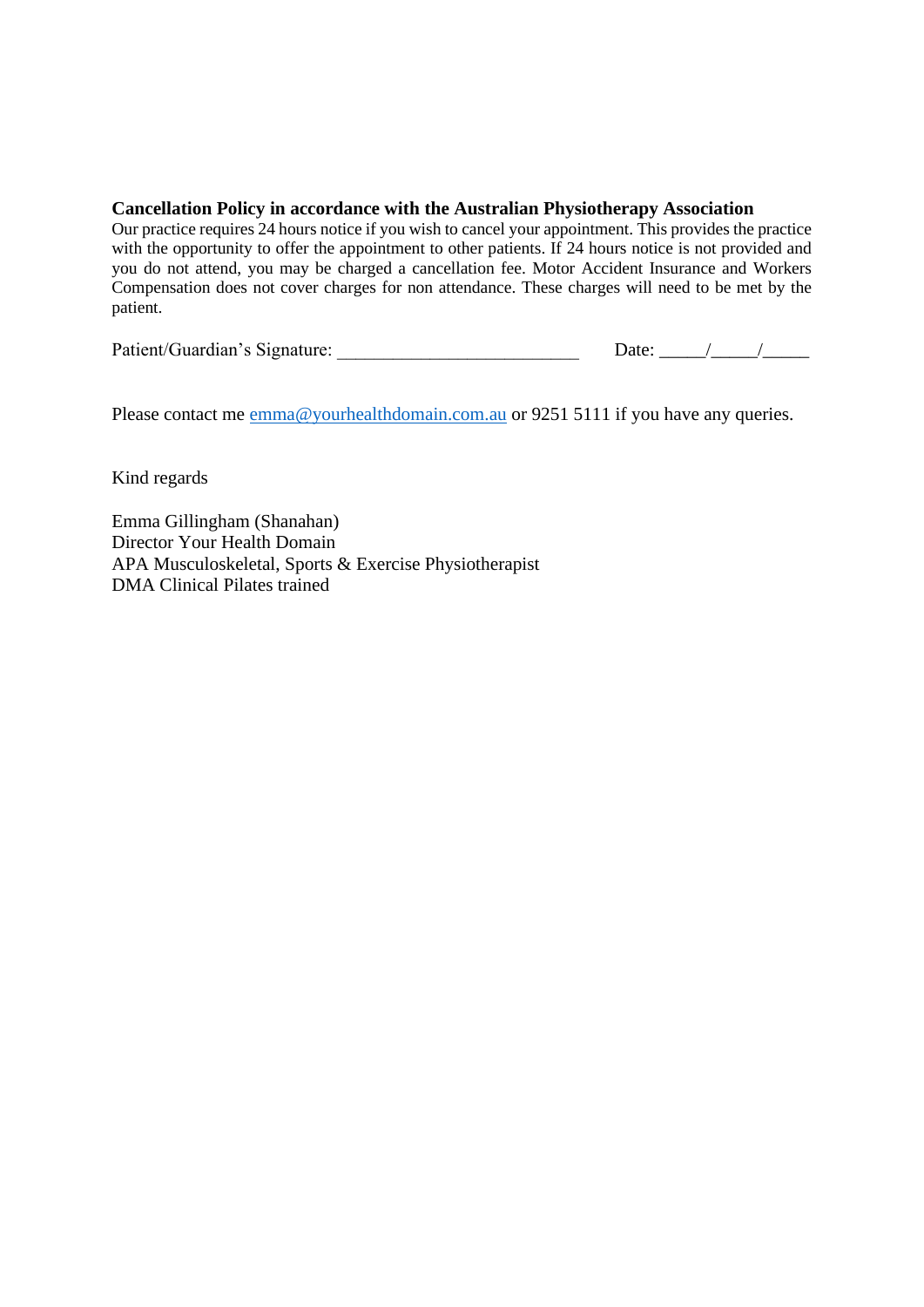**Cancellation Policy in accordance with the Australian Physiotherapy Association**
Our practice requires 24 hours notice if you wish to cancel your appointment. This provides the practice with the opportunity to offer the appointment to other patients. If 24 hours notice is not provided and you do not attend, you may be charged a cancellation fee. Motor Accident Insurance and Workers Compensation does not cover charges for non attendance. These charges will need to be met by the patient.

Patient/Guardian's Signature: ___________________________ Date: _____/_____/_____

Please contact me emma@yourhealthdomain.com.au or 9251 5111 if you have any queries.

Kind regards

Emma Gillingham (Shanahan)
Director Your Health Domain
APA Musculoskeletal, Sports & Exercise Physiotherapist
DMA Clinical Pilates trained